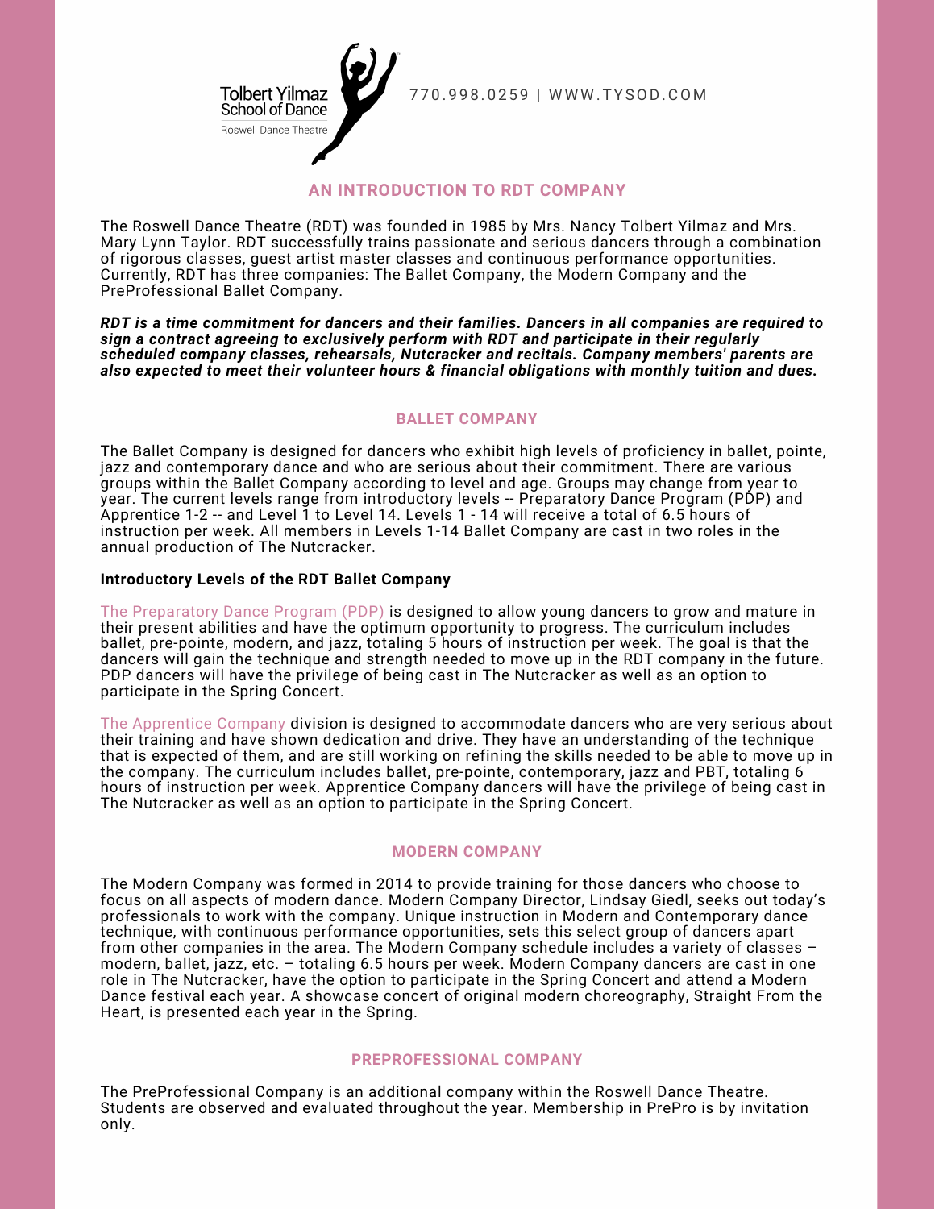Tolbert Yilmaz School of Dance

Roswell Dance Theatre

770.998.0259 | WWW.TYSOD.COM

## AN INTRODUCTION TO RDT COMPANY

The Roswell Dance Theatre (RDT) was founded in 1985 by Mrs. Nancy Tolbert Yilmaz and Mrs. Mary Lynn Taylor. RDT successfully trains passionate and serious dancers through a combination of rigorous classes, guest artist master classes and continuous performance opportunities. Currently, RDT has three companies: The Ballet Company, the Modern Company and the PreProfessional Ballet Company.

***RDT is a time commitment for dancers and their families. Dancers in all companies are required to sign a contract agreeing to exclusively perform with RDT and participate in their regularly scheduled company classes, rehearsals, Nutcracker and recitals. Company members' parents are also expected to meet their volunteer hours & financial obligations with monthly tuition and dues.***

## BALLET COMPANY

The Ballet Company is designed for dancers who exhibit high levels of proficiency in ballet, pointe, jazz and contemporary dance and who are serious about their commitment. There are various groups within the Ballet Company according to level and age. Groups may change from year to year. The current levels range from introductory levels -- Preparatory Dance Program (PDP) and Apprentice 1-2 -- and Level 1 to Level 14. Levels 1 - 14 will receive a total of 6.5 hours of instruction per week. All members in Levels 1-14 Ballet Company are cast in two roles in the annual production of The Nutcracker.

**Introductory Levels of the RDT Ballet Company**

The Preparatory Dance Program (PDP) is designed to allow young dancers to grow and mature in their present abilities and have the optimum opportunity to progress. The curriculum includes ballet, pre-pointe, modern, and jazz, totaling 5 hours of instruction per week. The goal is that the dancers will gain the technique and strength needed to move up in the RDT company in the future. PDP dancers will have the privilege of being cast in The Nutcracker as well as an option to participate in the Spring Concert.

The Apprentice Company division is designed to accommodate dancers who are very serious about their training and have shown dedication and drive. They have an understanding of the technique that is expected of them, and are still working on refining the skills needed to be able to move up in the company. The curriculum includes ballet, pre-pointe, contemporary, jazz and PBT, totaling 6 hours of instruction per week. Apprentice Company dancers will have the privilege of being cast in The Nutcracker as well as an option to participate in the Spring Concert.

## MODERN COMPANY

The Modern Company was formed in 2014 to provide training for those dancers who choose to focus on all aspects of modern dance. Modern Company Director, Lindsay Giedl, seeks out today's professionals to work with the company. Unique instruction in Modern and Contemporary dance technique, with continuous performance opportunities, sets this select group of dancers apart from other companies in the area. The Modern Company schedule includes a variety of classes – modern, ballet, jazz, etc. – totaling 6.5 hours per week. Modern Company dancers are cast in one role in The Nutcracker, have the option to participate in the Spring Concert and attend a Modern Dance festival each year. A showcase concert of original modern choreography, Straight From the Heart, is presented each year in the Spring.

## PREPROFESSIONAL COMPANY

The PreProfessional Company is an additional company within the Roswell Dance Theatre. Students are observed and evaluated throughout the year. Membership in PrePro is by invitation only.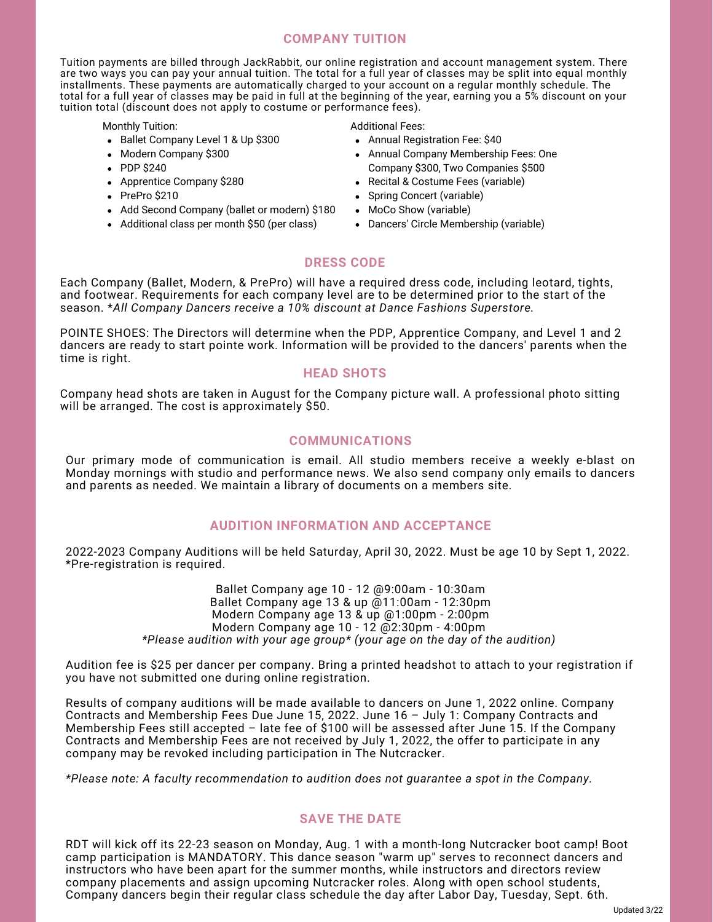## COMPANY TUITION

Tuition payments are billed through JackRabbit, our online registration and account management system. There are two ways you can pay your annual tuition. The total for a full year of classes may be split into equal monthly installments. These payments are automatically charged to your account on a regular monthly schedule. The total for a full year of classes may be paid in full at the beginning of the year, earning you a 5% discount on your tuition total (discount does not apply to costume or performance fees).

Monthly Tuition:

- Ballet Company Level 1 & Up $300
- Modern Company $300
- PDP $240
- Apprentice Company $280
- PrePro $210
- Add Second Company (ballet or modern) $180
- Additional class per month $50 (per class)

Additional Fees:

- Annual Registration Fee: $40
- Annual Company Membership Fees: One Company $300, Two Companies $500
- Recital & Costume Fees (variable)
- Spring Concert (variable)
- MoCo Show (variable)
- Dancers' Circle Membership (variable)

## DRESS CODE

Each Company (Ballet, Modern, & PrePro) will have a required dress code, including leotard, tights, and footwear. Requirements for each company level are to be determined prior to the start of the season. **All Company Dancers receive a 10% discount at Dance Fashions Superstore.*

POINTE SHOES: The Directors will determine when the PDP, Apprentice Company, and Level 1 and 2 dancers are ready to start pointe work. Information will be provided to the dancers' parents when the time is right.

## HEAD SHOTS

Company head shots are taken in August for the Company picture wall. A professional photo sitting will be arranged. The cost is approximately $50.

## COMMUNICATIONS

Our primary mode of communication is email. All studio members receive a weekly e-blast on Monday mornings with studio and performance news. We also send company only emails to dancers and parents as needed. We maintain a library of documents on a members site.

## AUDITION INFORMATION AND ACCEPTANCE

2022-2023 Company Auditions will be held Saturday, April 30, 2022. Must be age 10 by Sept 1, 2022. *Pre-registration is required.

Ballet Company age 10 - 12 @9:00am - 10:30am
Ballet Company age 13 & up @11:00am - 12:30pm
Modern Company age 13 & up @1:00pm - 2:00pm
Modern Company age 10 - 12 @2:30pm - 4:00pm
**Please audition with your age group* (your age on the day of the audition)*

Audition fee is $25 per dancer per company. Bring a printed headshot to attach to your registration if you have not submitted one during online registration.

Results of company auditions will be made available to dancers on June 1, 2022 online. Company Contracts and Membership Fees Due June 15, 2022. June 16 – July 1: Company Contracts and Membership Fees still accepted – late fee of $100 will be assessed after June 15. If the Company Contracts and Membership Fees are not received by July 1, 2022, the offer to participate in any company may be revoked including participation in The Nutcracker.

**Please note: A faculty recommendation to audition does not guarantee a spot in the Company.*

## SAVE THE DATE

RDT will kick off its 22-23 season on Monday, Aug. 1 with a month-long Nutcracker boot camp! Boot camp participation is MANDATORY. This dance season "warm up" serves to reconnect dancers and instructors who have been apart for the summer months, while instructors and directors review company placements and assign upcoming Nutcracker roles. Along with open school students, Company dancers begin their regular class schedule the day after Labor Day, Tuesday, Sept. 6th.

Updated 3/22